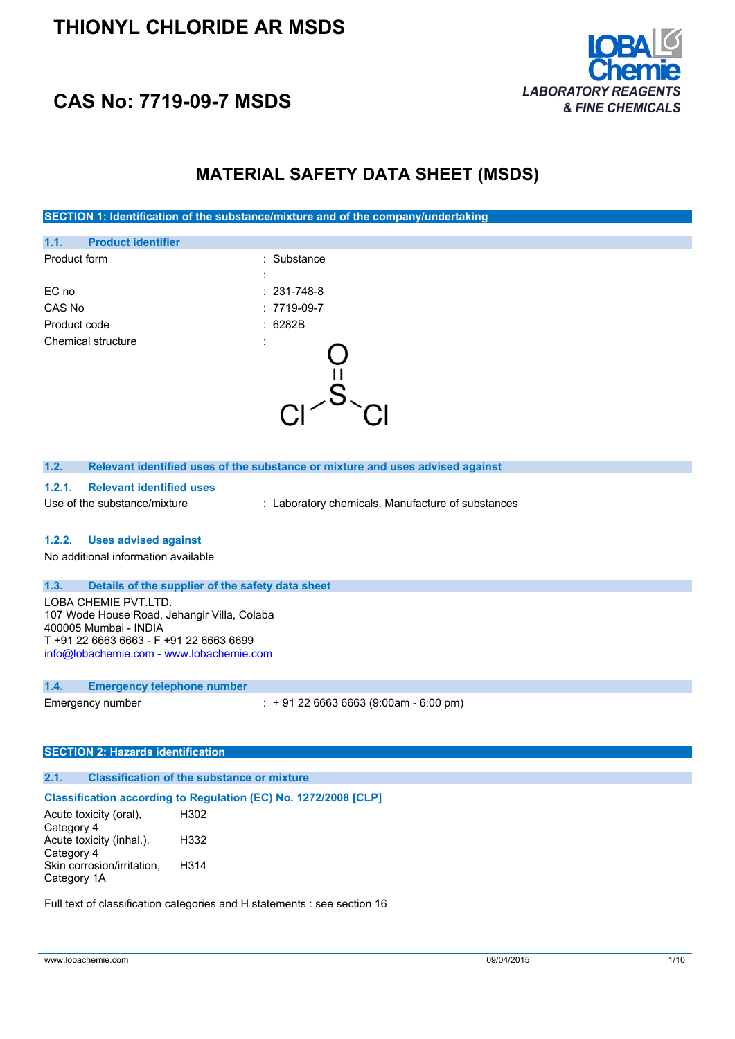# THIONYL CHLORIDE AR MSDS

## CAS No: 7719-09-7 MSDS

LOBA Chemie
LABORATORY REAGENTS & FINE CHEMICALS

# MATERIAL SAFETY DATA SHEET (MSDS)

## SECTION 1: Identification of the substance/mixture and of the company/undertaking

### 1.1. Product identifier

| | |
|---|---|
| Product form | : Substance |
| | : |
| EC no | : 231-748-8 |
| CAS No | : 7719-09-7 |
| Product code | : 6282B |
| Chemical structure | : |

### 1.2. Relevant identified uses of the substance or mixture and uses advised against

#### 1.2.1. Relevant identified uses

Use of the substance/mixture : Laboratory chemicals, Manufacture of substances

#### 1.2.2. Uses advised against

No additional information available

### 1.3. Details of the supplier of the safety data sheet

LOBA CHEMIE PVT.LTD.
107 Wode House Road, Jehangir Villa, Colaba
400005 Mumbai - INDIA
T +91 22 6663 6663 - F +91 22 6663 6699
info@lobachemie.com - www.lobachemie.com

### 1.4. Emergency telephone number

Emergency number : + 91 22 6663 6663 (9:00am - 6:00 pm)

## SECTION 2: Hazards identification

### 2.1. Classification of the substance or mixture

**Classification according to Regulation (EC) No. 1272/2008 [CLP]**

| | |
|---|---|
| Acute toxicity (oral), Category 4 | H302 |
| Acute toxicity (inhal.), Category 4 | H332 |
| Skin corrosion/irritation, Category 1A | H314 |

Full text of classification categories and H statements : see section 16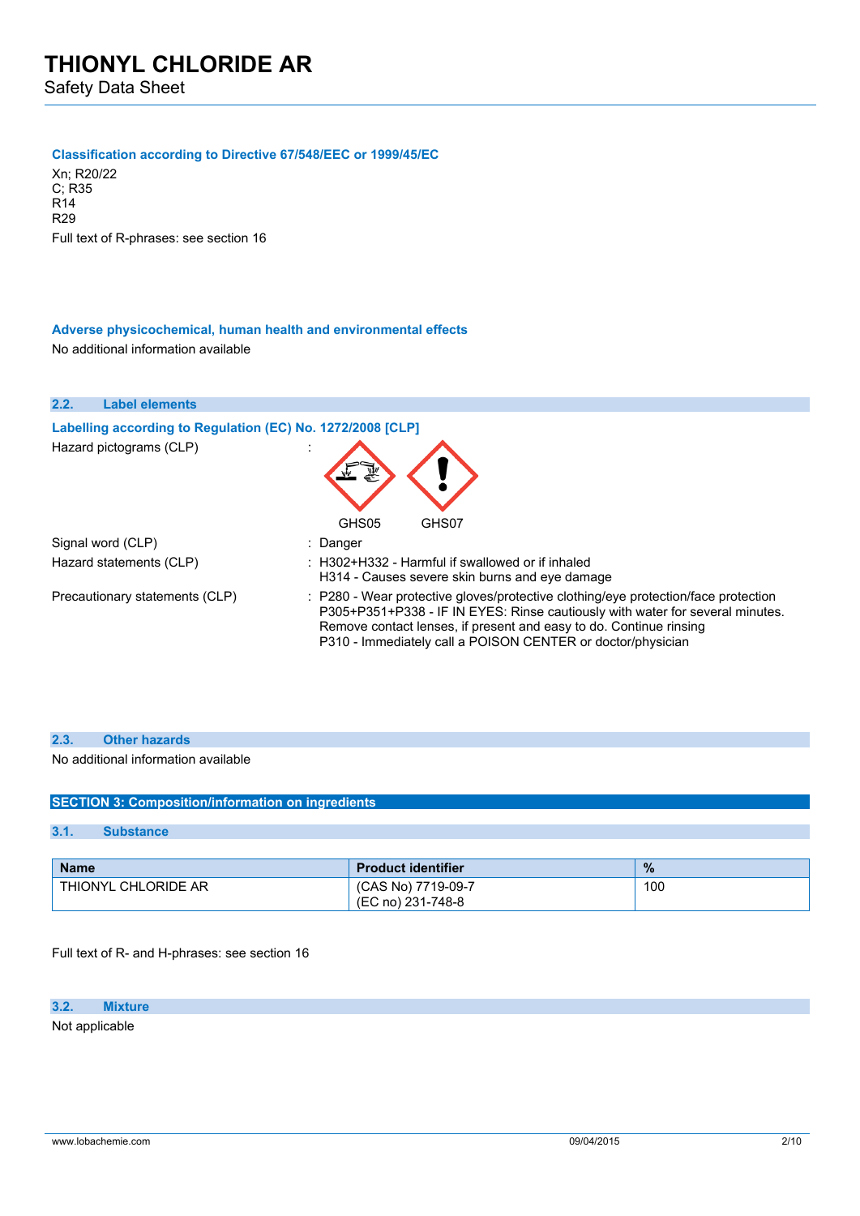#### Classification according to Directive 67/548/EEC or 1999/45/EC

Xn; R20/22
C; R35
R14
R29

Full text of R-phrases: see section 16

#### Adverse physicochemical, human health and environmental effects

No additional information available

### 2.2. Label elements

#### Labelling according to Regulation (EC) No. 1272/2008 [CLP]

Hazard pictograms (CLP) :

GHS05 GHS07

Signal word (CLP) : Danger

Hazard statements (CLP) : H302+H332 - Harmful if swallowed or if inhaled
H314 - Causes severe skin burns and eye damage

Precautionary statements (CLP) : P280 - Wear protective gloves/protective clothing/eye protection/face protection
P305+P351+P338 - IF IN EYES: Rinse cautiously with water for several minutes. Remove contact lenses, if present and easy to do. Continue rinsing
P310 - Immediately call a POISON CENTER or doctor/physician

### 2.3. Other hazards

No additional information available

## SECTION 3: Composition/information on ingredients

### 3.1. Substance

| Name | Product identifier | % |
|---|---|---|
| THIONYL CHLORIDE AR | (CAS No) 7719-09-7<br>(EC no) 231-748-8 | 100 |

Full text of R- and H-phrases: see section 16

### 3.2. Mixture

Not applicable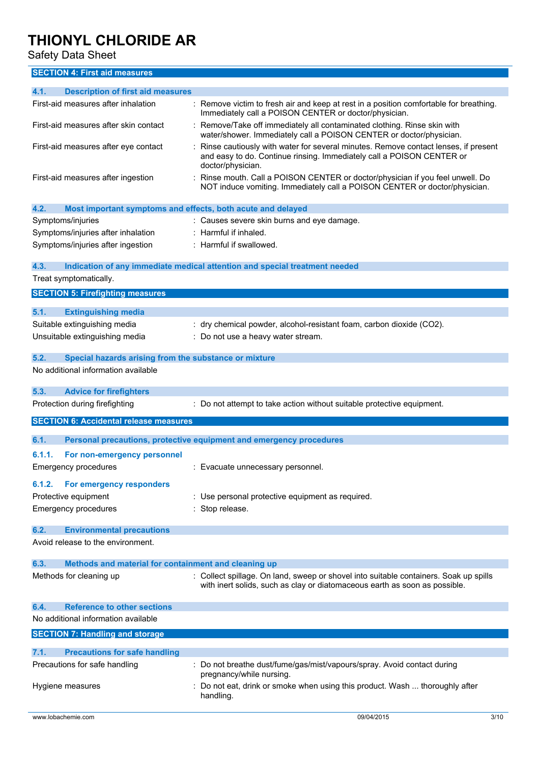## SECTION 4: First aid measures

### 4.1. Description of first aid measures

| | |
|---|---|
| First-aid measures after inhalation | : Remove victim to fresh air and keep at rest in a position comfortable for breathing. Immediately call a POISON CENTER or doctor/physician. |
| First-aid measures after skin contact | : Remove/Take off immediately all contaminated clothing. Rinse skin with water/shower. Immediately call a POISON CENTER or doctor/physician. |
| First-aid measures after eye contact | : Rinse cautiously with water for several minutes. Remove contact lenses, if present and easy to do. Continue rinsing. Immediately call a POISON CENTER or doctor/physician. |
| First-aid measures after ingestion | : Rinse mouth. Call a POISON CENTER or doctor/physician if you feel unwell. Do NOT induce vomiting. Immediately call a POISON CENTER or doctor/physician. |

### 4.2. Most important symptoms and effects, both acute and delayed

| | |
|---|---|
| Symptoms/injuries | : Causes severe skin burns and eye damage. |
| Symptoms/injuries after inhalation | : Harmful if inhaled. |
| Symptoms/injuries after ingestion | : Harmful if swallowed. |

### 4.3. Indication of any immediate medical attention and special treatment needed

Treat symptomatically.

## SECTION 5: Firefighting measures

### 5.1. Extinguishing media

| | |
|---|---|
| Suitable extinguishing media | : dry chemical powder, alcohol-resistant foam, carbon dioxide ($CO_2$). |
| Unsuitable extinguishing media | : Do not use a heavy water stream. |

### 5.2. Special hazards arising from the substance or mixture

No additional information available

### 5.3. Advice for firefighters

| | |
|---|---|
| Protection during firefighting | : Do not attempt to take action without suitable protective equipment. |

## SECTION 6: Accidental release measures

### 6.1. Personal precautions, protective equipment and emergency procedures

#### 6.1.1. For non-emergency personnel

| | |
|---|---|
| Emergency procedures | : Evacuate unnecessary personnel. |

#### 6.1.2. For emergency responders

| | |
|---|---|
| Protective equipment | : Use personal protective equipment as required. |
| Emergency procedures | : Stop release. |

### 6.2. Environmental precautions

Avoid release to the environment.

### 6.3. Methods and material for containment and cleaning up

| | |
|---|---|
| Methods for cleaning up | : Collect spillage. On land, sweep or shovel into suitable containers. Soak up spills with inert solids, such as clay or diatomaceous earth as soon as possible. |

### 6.4. Reference to other sections

No additional information available

## SECTION 7: Handling and storage

### 7.1. Precautions for safe handling

| | |
|---|---|
| Precautions for safe handling | : Do not breathe dust/fume/gas/mist/vapours/spray. Avoid contact during pregnancy/while nursing. |
| Hygiene measures | : Do not eat, drink or smoke when using this product. Wash ... thoroughly after handling. |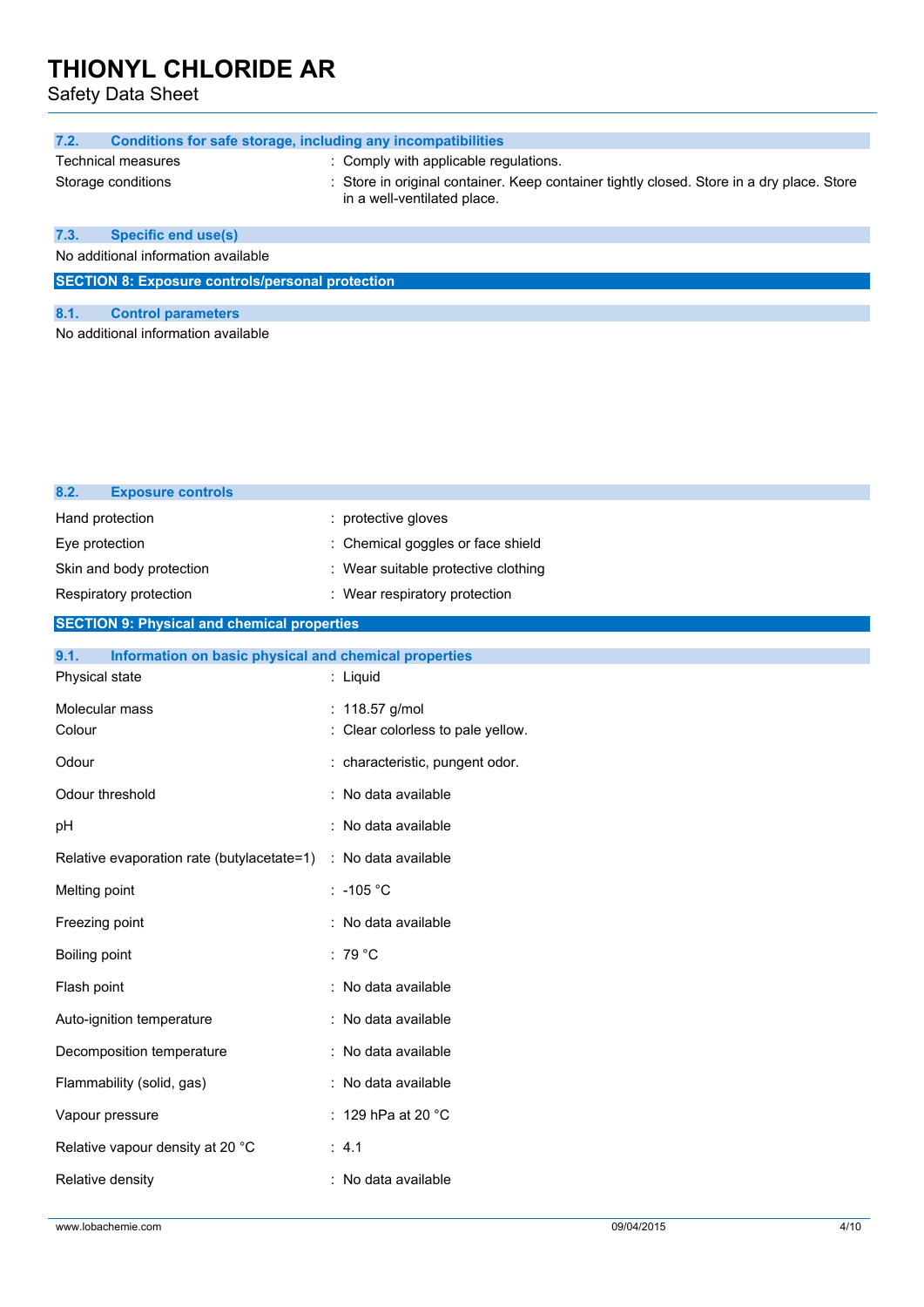### 7.2. Conditions for safe storage, including any incompatibilities

| | |
|---|---|
| Technical measures | : Comply with applicable regulations. |
| Storage conditions | : Store in original container. Keep container tightly closed. Store in a dry place. Store in a well-ventilated place. |

### 7.3. Specific end use(s)

No additional information available

## SECTION 8: Exposure controls/personal protection

### 8.1. Control parameters

No additional information available

### 8.2. Exposure controls

| | |
|---|---|
| Hand protection | : protective gloves |
| Eye protection | : Chemical goggles or face shield |
| Skin and body protection | : Wear suitable protective clothing |
| Respiratory protection | : Wear respiratory protection |

## SECTION 9: Physical and chemical properties

### 9.1. Information on basic physical and chemical properties

| | |
|---|---|
| Physical state | : Liquid |
| Molecular mass | : 118.57 g/mol |
| Colour | : Clear colorless to pale yellow. |
| Odour | : characteristic, pungent odor. |
| Odour threshold | : No data available |
| pH | : No data available |
| Relative evaporation rate (butylacetate=1) | : No data available |
| Melting point | : -105 °C |
| Freezing point | : No data available |
| Boiling point | : 79 °C |
| Flash point | : No data available |
| Auto-ignition temperature | : No data available |
| Decomposition temperature | : No data available |
| Flammability (solid, gas) | : No data available |
| Vapour pressure | : 129 hPa at 20 °C |
| Relative vapour density at 20 °C | : 4.1 |
| Relative density | : No data available |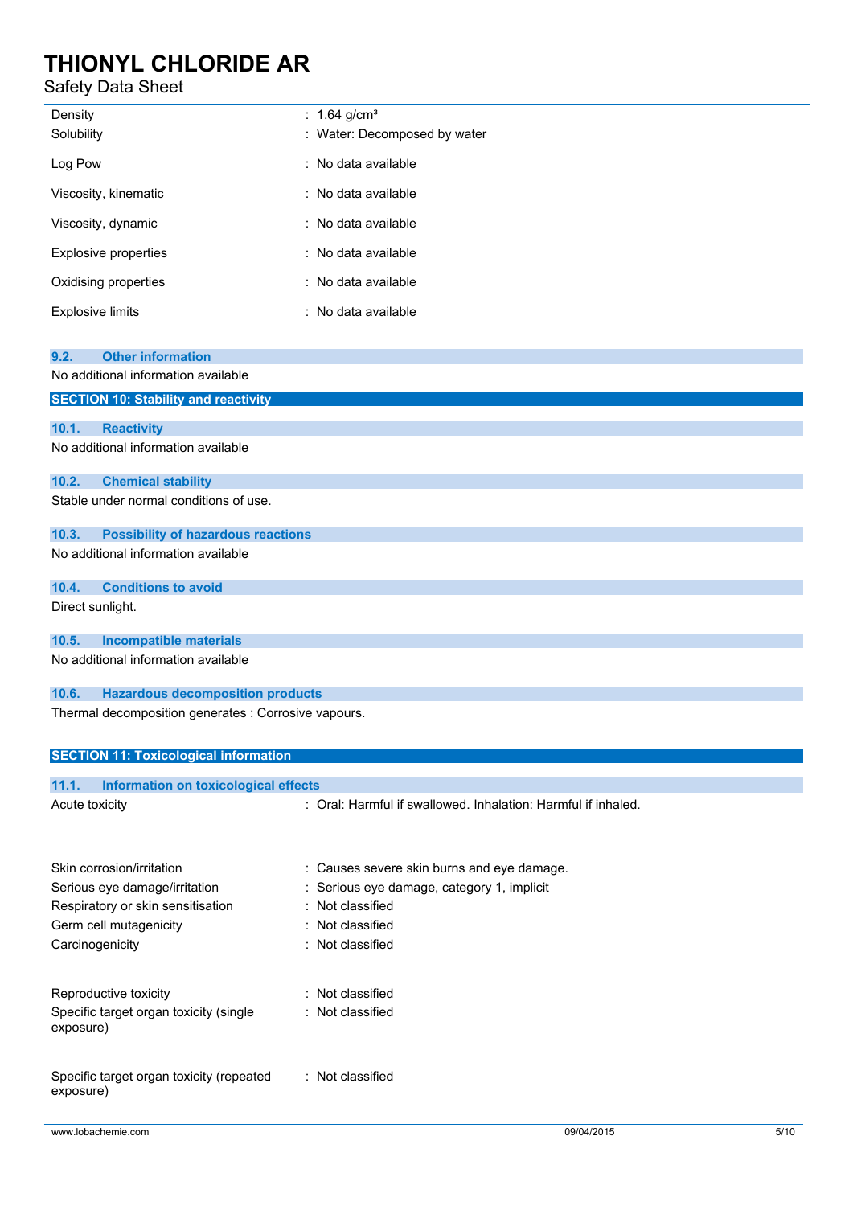| | |
|---|---|
| Density | : 1.64 g/cm³ |
| Solubility | : Water: Decomposed by water |
| Log Pow | : No data available |
| Viscosity, kinematic | : No data available |
| Viscosity, dynamic | : No data available |
| Explosive properties | : No data available |
| Oxidising properties | : No data available |
| Explosive limits | : No data available |

### 9.2. Other information

No additional information available

## SECTION 10: Stability and reactivity

### 10.1. Reactivity

No additional information available

### 10.2. Chemical stability

Stable under normal conditions of use.

### 10.3. Possibility of hazardous reactions

No additional information available

### 10.4. Conditions to avoid

Direct sunlight.

### 10.5. Incompatible materials

No additional information available

### 10.6. Hazardous decomposition products

Thermal decomposition generates : Corrosive vapours.

## SECTION 11: Toxicological information

### 11.1. Information on toxicological effects

| | |
|---|---|
| Acute toxicity | : Oral: Harmful if swallowed. Inhalation: Harmful if inhaled. |
| Skin corrosion/irritation | : Causes severe skin burns and eye damage. |
| Serious eye damage/irritation | : Serious eye damage, category 1, implicit |
| Respiratory or skin sensitisation | : Not classified |
| Germ cell mutagenicity | : Not classified |
| Carcinogenicity | : Not classified |
| Reproductive toxicity | : Not classified |
| Specific target organ toxicity (single exposure) | : Not classified |
| Specific target organ toxicity (repeated exposure) | : Not classified |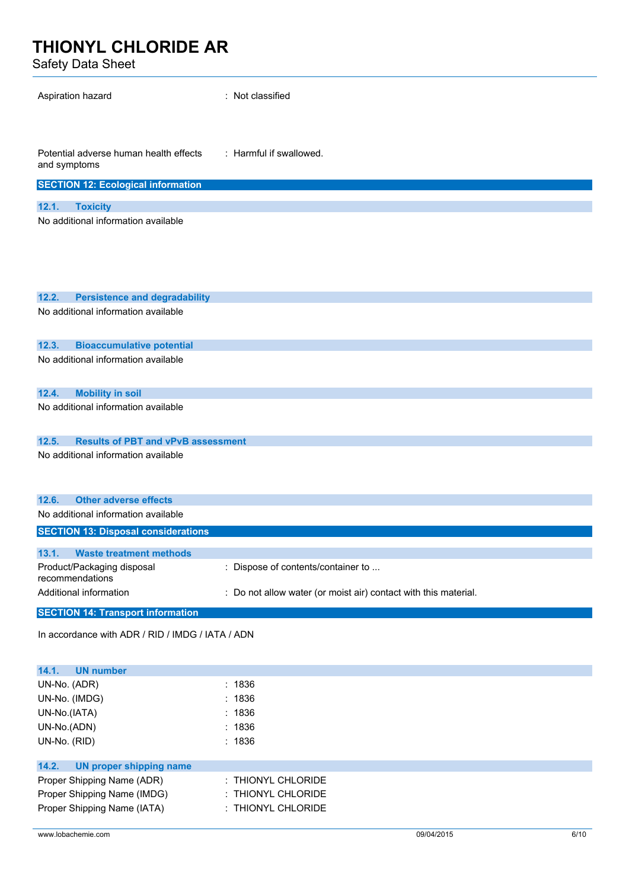Aspiration hazard : Not classified

Potential adverse human health effects and symptoms : Harmful if swallowed.

## SECTION 12: Ecological information

### 12.1. Toxicity

No additional information available

### 12.2. Persistence and degradability

No additional information available

### 12.3. Bioaccumulative potential

No additional information available

### 12.4. Mobility in soil

No additional information available

### 12.5. Results of PBT and vPvB assessment

No additional information available

### 12.6. Other adverse effects

No additional information available

## SECTION 13: Disposal considerations

### 13.1. Waste treatment methods

Product/Packaging disposal recommendations : Dispose of contents/container to ...

Additional information : Do not allow water (or moist air) contact with this material.

## SECTION 14: Transport information

In accordance with ADR / RID / IMDG / IATA / ADN

### 14.1. UN number

UN-No. (ADR) : 1836

UN-No. (IMDG) : 1836

UN-No.(IATA) : 1836

UN-No.(ADN) : 1836

UN-No. (RID) : 1836

### 14.2. UN proper shipping name

Proper Shipping Name (ADR) : THIONYL CHLORIDE

Proper Shipping Name (IMDG) : THIONYL CHLORIDE

Proper Shipping Name (IATA) : THIONYL CHLORIDE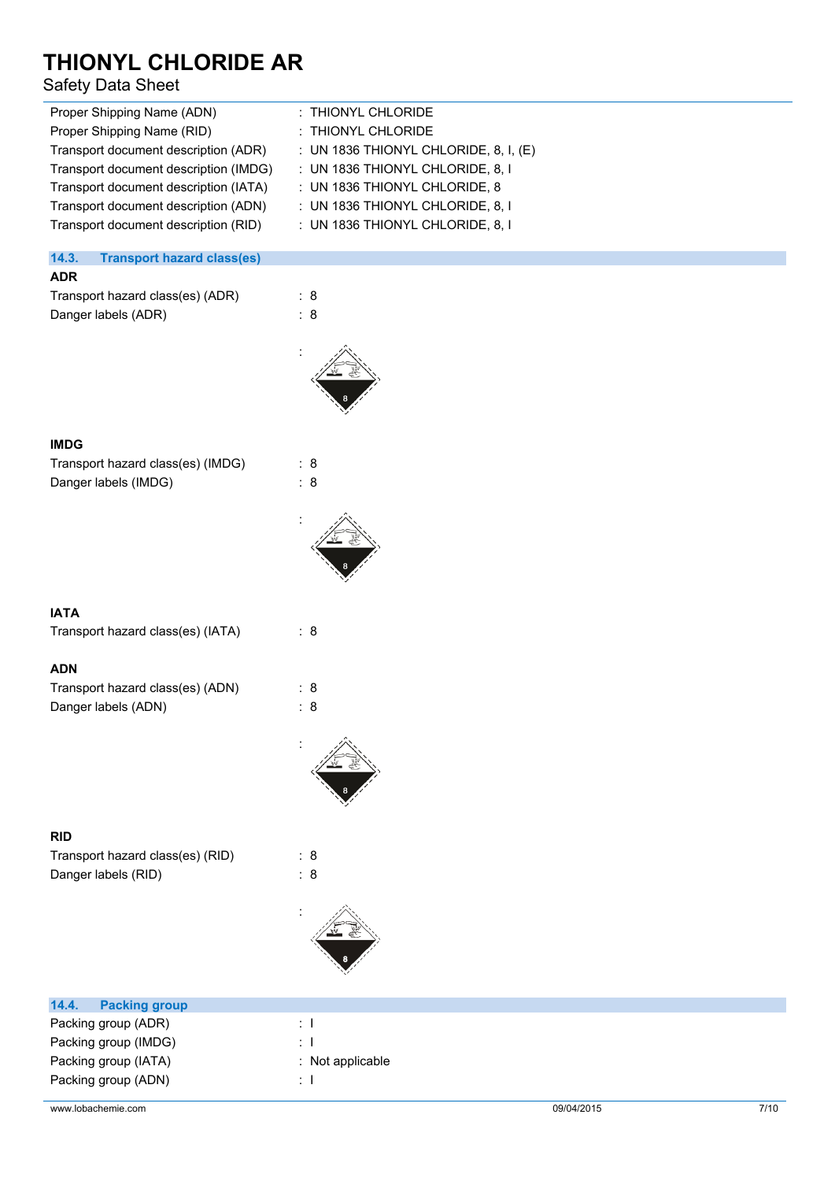Proper Shipping Name (ADN) : THIONYL CHLORIDE
Proper Shipping Name (RID) : THIONYL CHLORIDE
Transport document description (ADR) : UN 1836 THIONYL CHLORIDE, 8, I, (E)
Transport document description (IMDG) : UN 1836 THIONYL CHLORIDE, 8, I
Transport document description (IATA) : UN 1836 THIONYL CHLORIDE, 8
Transport document description (ADN) : UN 1836 THIONYL CHLORIDE, 8, I
Transport document description (RID) : UN 1836 THIONYL CHLORIDE, 8, I

## 14.3. Transport hazard class(es)

**ADR**

Transport hazard class(es) (ADR) : 8
Danger labels (ADR) : 8

:

**IMDG**

Transport hazard class(es) (IMDG) : 8
Danger labels (IMDG) : 8

:

**IATA**

Transport hazard class(es) (IATA) : 8

**ADN**

Transport hazard class(es) (ADN) : 8
Danger labels (ADN) : 8

:

**RID**

Transport hazard class(es) (RID) : 8
Danger labels (RID) : 8

:

## 14.4. Packing group

Packing group (ADR) : I
Packing group (IMDG) : I
Packing group (IATA) : Not applicable
Packing group (ADN) : I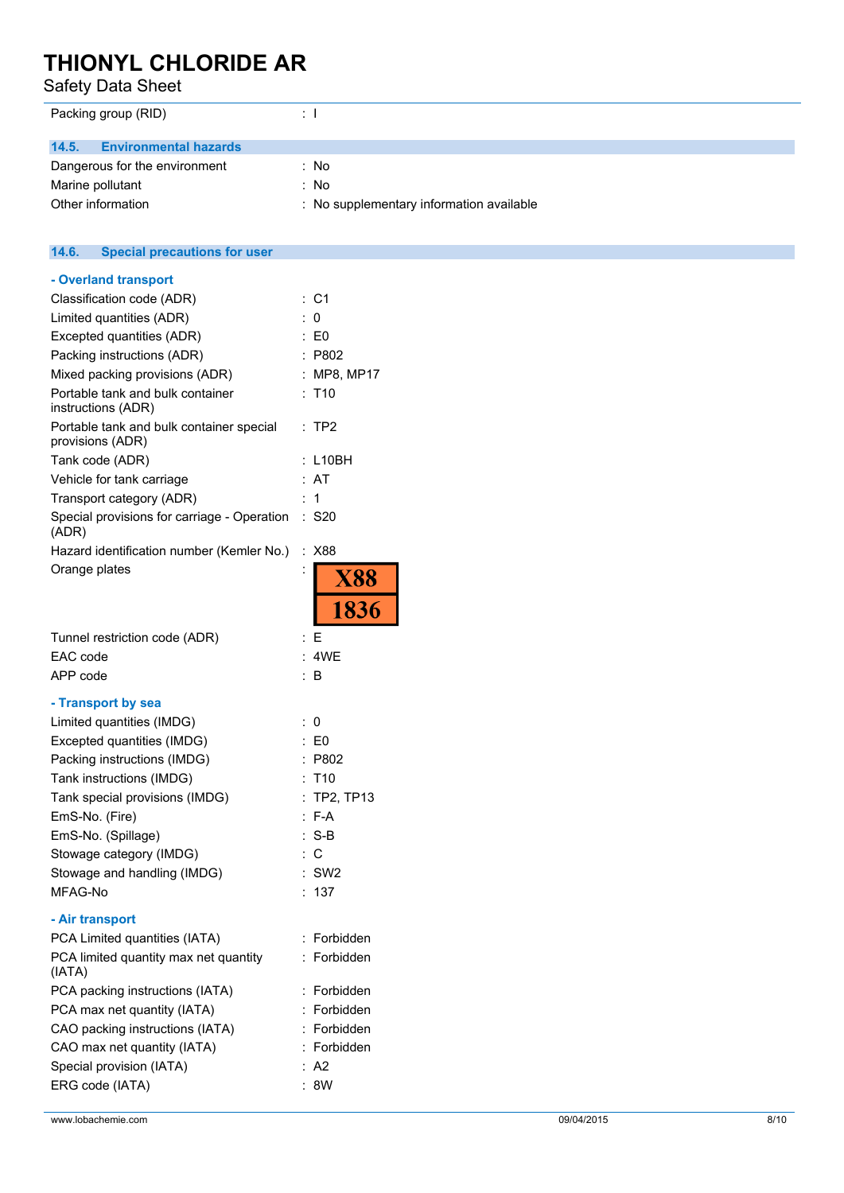| | |
|---|---|
| Packing group (RID) | : I |

## 14.5. Environmental hazards

| | |
|---|---|
| Dangerous for the environment | : No |
| Marine pollutant | : No |
| Other information | : No supplementary information available |

## 14.6. Special precautions for user

### - Overland transport

| | |
|---|---|
| Classification code (ADR) | : C1 |
| Limited quantities (ADR) | : 0 |
| Excepted quantities (ADR) | : E0 |
| Packing instructions (ADR) | : P802 |
| Mixed packing provisions (ADR) | : MP8, MP17 |
| Portable tank and bulk container instructions (ADR) | : T10 |
| Portable tank and bulk container special provisions (ADR) | : TP2 |
| Tank code (ADR) | : L10BH |
| Vehicle for tank carriage | : AT |
| Transport category (ADR) | : 1 |
| Special provisions for carriage - Operation (ADR) | : S20 |
| Hazard identification number (Kemler No.) | : X88 |
| Orange plates | : X88 / 1836 |
| Tunnel restriction code (ADR) | : E |
| EAC code | : 4WE |
| APP code | : B |

### - Transport by sea

| | |
|---|---|
| Limited quantities (IMDG) | : 0 |
| Excepted quantities (IMDG) | : E0 |
| Packing instructions (IMDG) | : P802 |
| Tank instructions (IMDG) | : T10 |
| Tank special provisions (IMDG) | : TP2, TP13 |
| EmS-No. (Fire) | : F-A |
| EmS-No. (Spillage) | : S-B |
| Stowage category (IMDG) | : C |
| Stowage and handling (IMDG) | : SW2 |
| MFAG-No | : 137 |

### - Air transport

| | |
|---|---|
| PCA Limited quantities (IATA) | : Forbidden |
| PCA limited quantity max net quantity (IATA) | : Forbidden |
| PCA packing instructions (IATA) | : Forbidden |
| PCA max net quantity (IATA) | : Forbidden |
| CAO packing instructions (IATA) | : Forbidden |
| CAO max net quantity (IATA) | : Forbidden |
| Special provision (IATA) | : A2 |
| ERG code (IATA) | : 8W |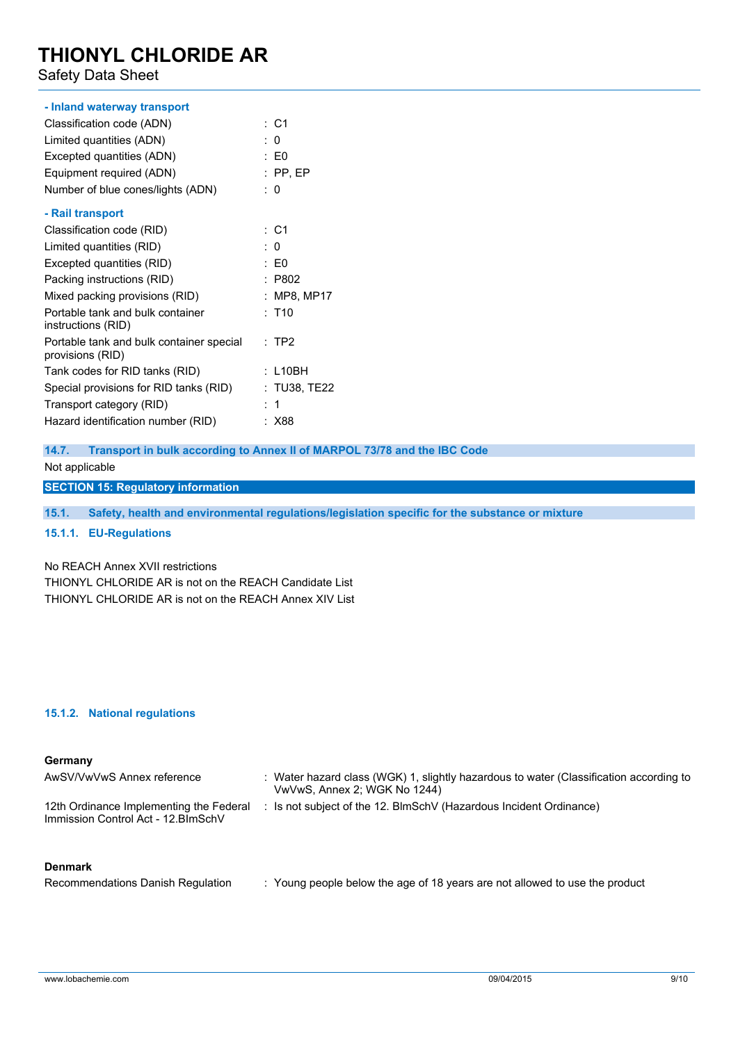**- Inland waterway transport**

| | |
|---|---|
| Classification code (ADN) | : C1 |
| Limited quantities (ADN) | : 0 |
| Excepted quantities (ADN) | : E0 |
| Equipment required (ADN) | : PP, EP |
| Number of blue cones/lights (ADN) | : 0 |

**- Rail transport**

| | |
|---|---|
| Classification code (RID) | : C1 |
| Limited quantities (RID) | : 0 |
| Excepted quantities (RID) | : E0 |
| Packing instructions (RID) | : P802 |
| Mixed packing provisions (RID) | : MP8, MP17 |
| Portable tank and bulk container instructions (RID) | : T10 |
| Portable tank and bulk container special provisions (RID) | : TP2 |
| Tank codes for RID tanks (RID) | : L10BH |
| Special provisions for RID tanks (RID) | : TU38, TE22 |
| Transport category (RID) | : 1 |
| Hazard identification number (RID) | : X88 |

### 14.7. Transport in bulk according to Annex II of MARPOL 73/78 and the IBC Code

Not applicable

## SECTION 15: Regulatory information

### 15.1. Safety, health and environmental regulations/legislation specific for the substance or mixture

#### 15.1.1. EU-Regulations

No REACH Annex XVII restrictions
THIONYL CHLORIDE AR is not on the REACH Candidate List
THIONYL CHLORIDE AR is not on the REACH Annex XIV List

#### 15.1.2. National regulations

**Germany**

| | |
|---|---|
| AwSV/VwVwS Annex reference | : Water hazard class (WGK) 1, slightly hazardous to water (Classification according to VwVwS, Annex 2; WGK No 1244) |
| 12th Ordinance Implementing the Federal Immission Control Act - 12.BImSchV | : Is not subject of the 12. BlmSchV (Hazardous Incident Ordinance) |

**Denmark**

| | |
|---|---|
| Recommendations Danish Regulation | : Young people below the age of 18 years are not allowed to use the product |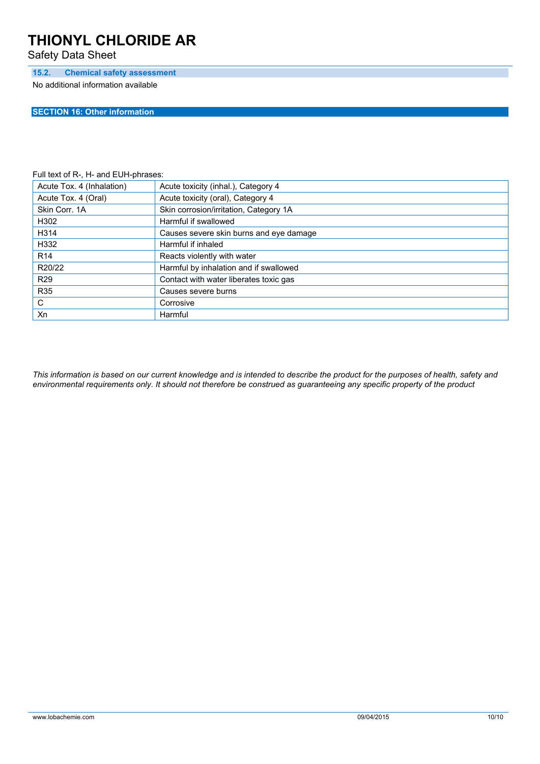### 15.2. Chemical safety assessment

No additional information available

## SECTION 16: Other information

Full text of R-, H- and EUH-phrases:

| | |
|---|---|
| Acute Tox. 4 (Inhalation) | Acute toxicity (inhal.), Category 4 |
| Acute Tox. 4 (Oral) | Acute toxicity (oral), Category 4 |
| Skin Corr. 1A | Skin corrosion/irritation, Category 1A |
| H302 | Harmful if swallowed |
| H314 | Causes severe skin burns and eye damage |
| H332 | Harmful if inhaled |
| R14 | Reacts violently with water |
| R20/22 | Harmful by inhalation and if swallowed |
| R29 | Contact with water liberates toxic gas |
| R35 | Causes severe burns |
| C | Corrosive |
| Xn | Harmful |

*This information is based on our current knowledge and is intended to describe the product for the purposes of health, safety and environmental requirements only. It should not therefore be construed as guaranteeing any specific property of the product*